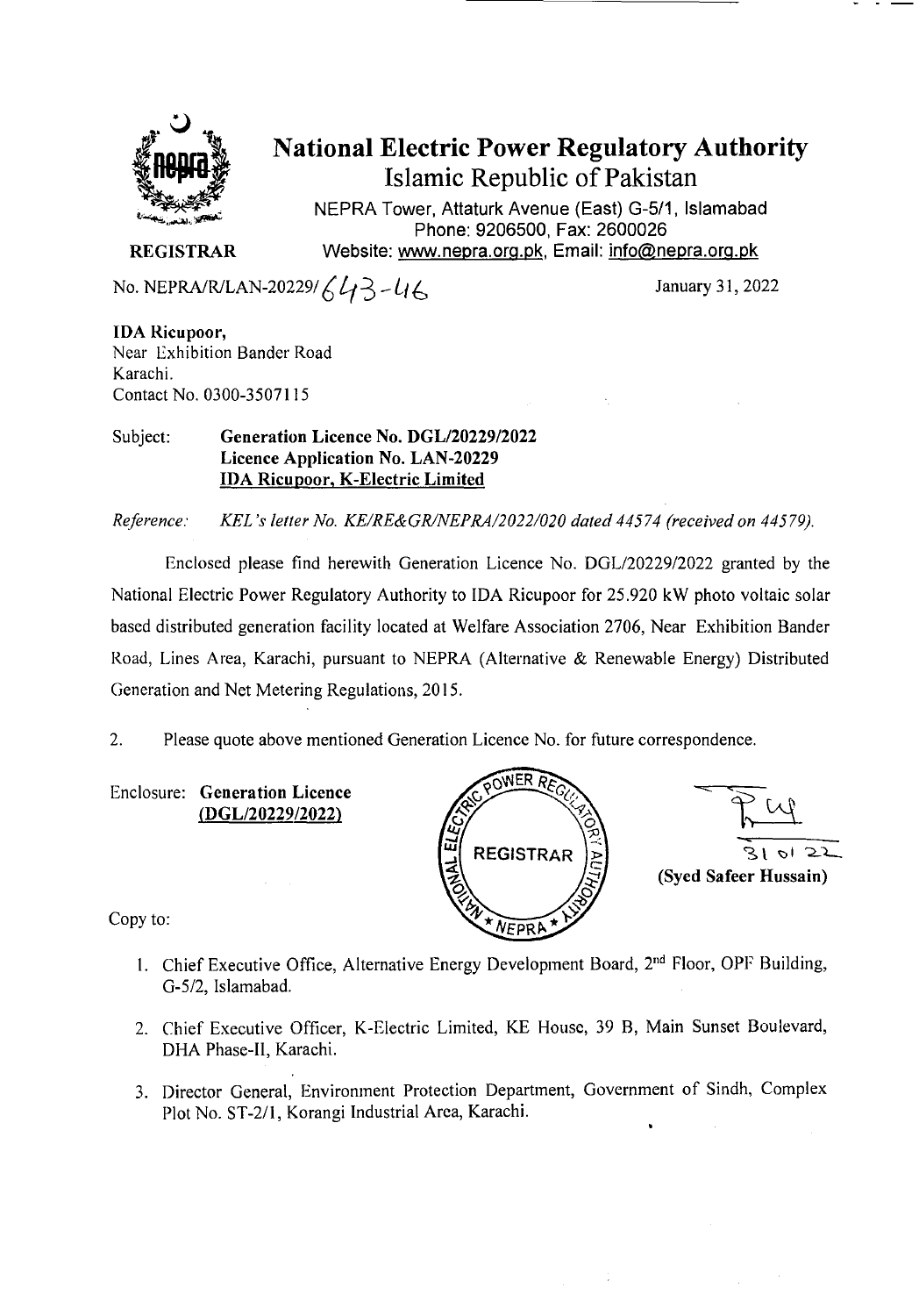# National Electric Power Regulatory Authority

## Islamic Republic of Pakistan

NEPRA Tower, Attaturk Avenue (East) G-5/1, Islamabad
Phone: 9206500, Fax: 2600026
Website: www.nepra.org.pk, Email: info@nepra.org.pk

**REGISTRAR**

No. NEPRA/R/LAN-20229/643-46

January 31, 2022

**IDA Ricupoor,**
Near Exhibition Bander Road
Karachi.
Contact No. 0300-3507115

Subject: **Generation Licence No. DGL/20229/2022**
**Licence Application No. LAN-20229**
**<u>IDA Ricupoor, K-Electric Limited</u>**

*Reference: KEL's letter No. KE/RE&GR/NEPRA/2022/020 dated 44574 (received on 44579).*

Enclosed please find herewith Generation Licence No. DGL/20229/2022 granted by the National Electric Power Regulatory Authority to IDA Ricupoor for 25.920 kW photo voltaic solar based distributed generation facility located at Welfare Association 2706, Near Exhibition Bander Road, Lines Area, Karachi, pursuant to NEPRA (Alternative & Renewable Energy) Distributed Generation and Net Metering Regulations, 2015.

2. Please quote above mentioned Generation Licence No. for future correspondence.

Enclosure: **Generation Licence**
**<u>(DGL/20229/2022)</u>**

31 01 22
**(Syed Safeer Hussain)**

Copy to:

1. Chief Executive Office, Alternative Energy Development Board, 2nd Floor, OPF Building, G-5/2, Islamabad.
2. Chief Executive Officer, K-Electric Limited, KE House, 39 B, Main Sunset Boulevard, DHA Phase-II, Karachi.
3. Director General, Environment Protection Department, Government of Sindh, Complex Plot No. ST-2/1, Korangi Industrial Area, Karachi.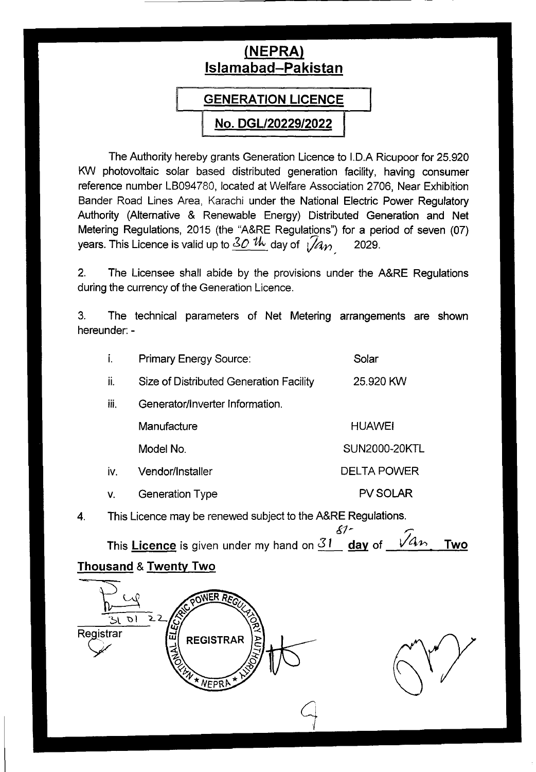# (NEPRA)
# Islamabad–Pakistan

## GENERATION LICENCE

## No. DGL/20229/2022

The Authority hereby grants Generation Licence to I.D.A Ricupoor for 25.920 KW photovoltaic solar based distributed generation facility, having consumer reference number LB094780, located at Welfare Association 2706, Near Exhibition Bander Road Lines Area, Karachi under the National Electric Power Regulatory Authority (Alternative & Renewable Energy) Distributed Generation and Net Metering Regulations, 2015 (the "A&RE Regulations") for a period of seven (07) years. This Licence is valid up to 30 th day of Jan 2029.

2. The Licensee shall abide by the provisions under the A&RE Regulations during the currency of the Generation Licence.

3. The technical parameters of Net Metering arrangements are shown hereunder: -

| | | |
|---|---|---|
| i. | Primary Energy Source: | Solar |
| ii. | Size of Distributed Generation Facility | 25.920 KW |
| iii. | Generator/Inverter Information. | |
| | Manufacture | HUAWEI |
| | Model No. | SUN2000-20KTL |
| iv. | Vendor/Installer | DELTA POWER |
| v. | Generation Type | PV SOLAR |

4. This Licence may be renewed subject to the A&RE Regulations.

This **Licence** is given under my hand on 31st **day** of Jan **Two Thousand** & **Twenty Two**

31 01 22

Registrar

NATIONAL ELECTRIC POWER REGULATORY AUTHORITY
REGISTRAR
NEPRA